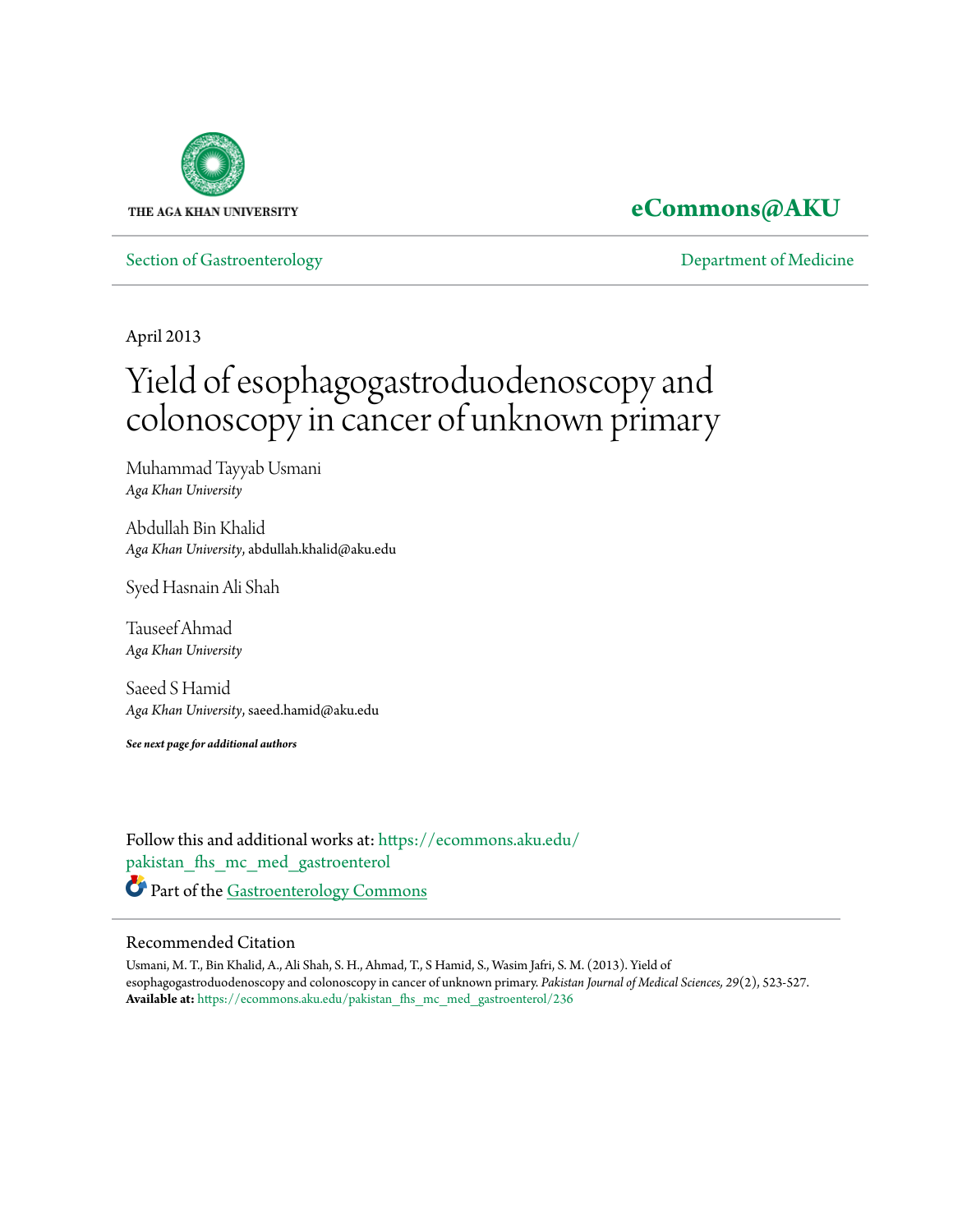THE AGA KHAN UNIVERSITY

**eCommons@AKU**

Section of Gastroenterology

Department of Medicine

April 2013

# Yield of esophagogastroduodenoscopy and colonoscopy in cancer of unknown primary

Muhammad Tayyab Usmani
*Aga Khan University*

Abdullah Bin Khalid
*Aga Khan University*, abdullah.khalid@aku.edu

Syed Hasnain Ali Shah

Tauseef Ahmad
*Aga Khan University*

Saeed S Hamid
*Aga Khan University*, saeed.hamid@aku.edu

***See next page for additional authors***

Follow this and additional works at: https://ecommons.aku.edu/pakistan_fhs_mc_med_gastroenterol

Part of the Gastroenterology Commons

## Recommended Citation

Usmani, M. T., Bin Khalid, A., Ali Shah, S. H., Ahmad, T., S Hamid, S., Wasim Jafri, S. M. (2013). Yield of esophagogastroduodenoscopy and colonoscopy in cancer of unknown primary. *Pakistan Journal of Medical Sciences, 29*(2), 523-527.
**Available at:** https://ecommons.aku.edu/pakistan_fhs_mc_med_gastroenterol/236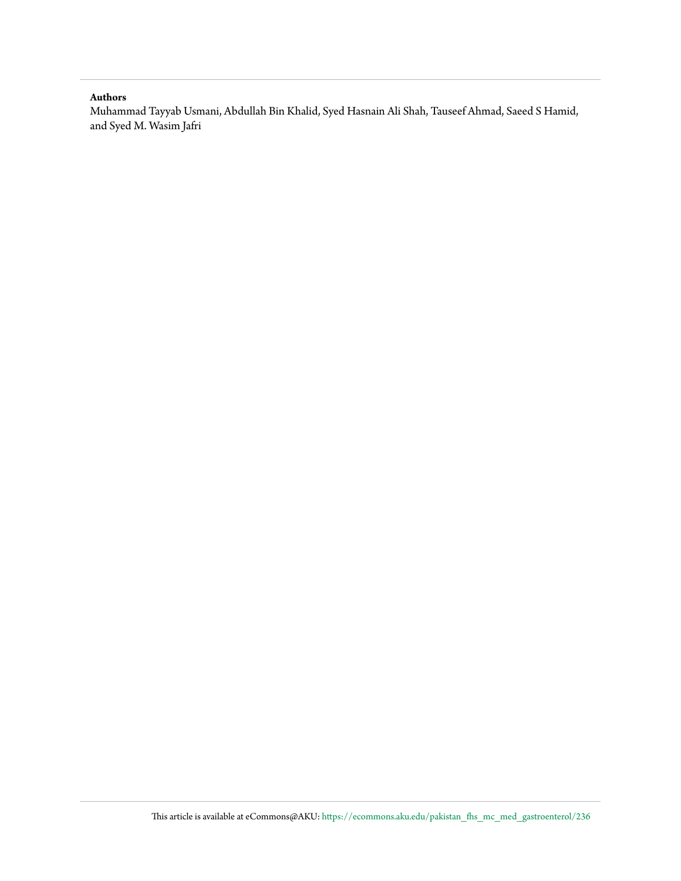**Authors**

Muhammad Tayyab Usmani, Abdullah Bin Khalid, Syed Hasnain Ali Shah, Tauseef Ahmad, Saeed S Hamid, and Syed M. Wasim Jafri

This article is available at eCommons@AKU: https://ecommons.aku.edu/pakistan_fhs_mc_med_gastroenterol/236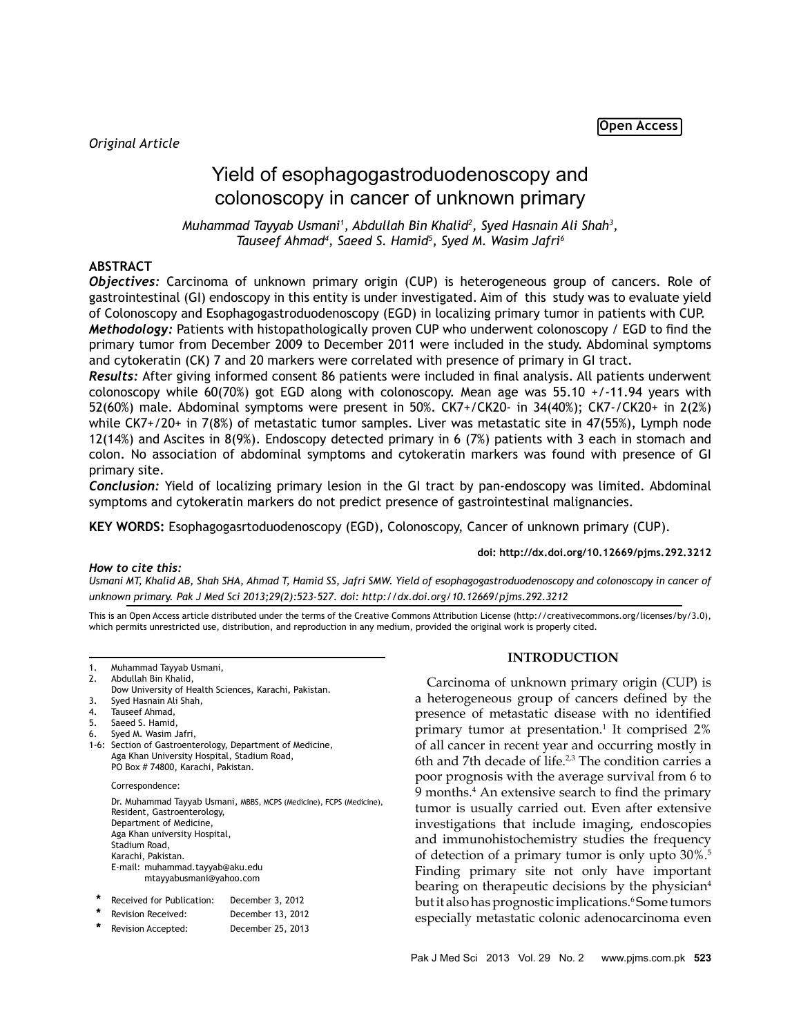*Original Article*

# Yield of esophagogastroduodenoscopy and colonoscopy in cancer of unknown primary

*Muhammad Tayyab Usmani[1], Abdullah Bin Khalid[2], Syed Hasnain Ali Shah[3], Tauseef Ahmad[4], Saeed S. Hamid[5], Syed M. Wasim Jafri[6]*

## ABSTRACT

***Objectives:*** Carcinoma of unknown primary origin (CUP) is heterogeneous group of cancers. Role of gastrointestinal (GI) endoscopy in this entity is under investigated. Aim of this study was to evaluate yield of Colonoscopy and Esophagogastroduodenoscopy (EGD) in localizing primary tumor in patients with CUP.

***Methodology:*** Patients with histopathologically proven CUP who underwent colonoscopy / EGD to find the primary tumor from December 2009 to December 2011 were included in the study. Abdominal symptoms and cytokeratin (CK) 7 and 20 markers were correlated with presence of primary in GI tract.

***Results:*** After giving informed consent 86 patients were included in final analysis. All patients underwent colonoscopy while 60(70%) got EGD along with colonoscopy. Mean age was 55.10 +/-11.94 years with 52(60%) male. Abdominal symptoms were present in 50%. CK7+/CK20- in 34(40%); CK7-/CK20+ in 2(2%) while CK7+/20+ in 7(8%) of metastatic tumor samples. Liver was metastatic site in 47(55%), Lymph node 12(14%) and Ascites in 8(9%). Endoscopy detected primary in 6 (7%) patients with 3 each in stomach and colon. No association of abdominal symptoms and cytokeratin markers was found with presence of GI primary site.

***Conclusion:*** Yield of localizing primary lesion in the GI tract by pan-endoscopy was limited. Abdominal symptoms and cytokeratin markers do not predict presence of gastrointestinal malignancies.

**KEY WORDS:** Esophagogasrtoduodenoscopy (EGD), Colonoscopy, Cancer of unknown primary (CUP).

**doi: http://dx.doi.org/10.12669/pjms.292.3212**

***How to cite this:***

*Usmani MT, Khalid AB, Shah SHA, Ahmad T, Hamid SS, Jafri SMW. Yield of esophagogastroduodenoscopy and colonoscopy in cancer of unknown primary. Pak J Med Sci 2013;29(2):523-527. doi: http://dx.doi.org/10.12669/pjms.292.3212*

This is an Open Access article distributed under the terms of the Creative Commons Attribution License (http://creativecommons.org/licenses/by/3.0), which permits unrestricted use, distribution, and reproduction in any medium, provided the original work is properly cited.

1. Muhammad Tayyab Usmani,
2. Abdullah Bin Khalid,
   Dow University of Health Sciences, Karachi, Pakistan.
3. Syed Hasnain Ali Shah,
4. Tauseef Ahmad,
5. Saeed S. Hamid,
6. Syed M. Wasim Jafri,

1-6: Section of Gastroenterology, Department of Medicine, Aga Khan University Hospital, Stadium Road, PO Box # 74800, Karachi, Pakistan.

Correspondence:

Dr. Muhammad Tayyab Usmani, MBBS, MCPS (Medicine), FCPS (Medicine), Resident, Gastroenterology, Department of Medicine, Aga Khan university Hospital, Stadium Road, Karachi, Pakistan.
E-mail: muhammad.tayyab@aku.edu
mtayyabusmani@yahoo.com

- Received for Publication: December 3, 2012
- Revision Received: December 13, 2012
- Revision Accepted: December 25, 2013

## INTRODUCTION

Carcinoma of unknown primary origin (CUP) is a heterogeneous group of cancers defined by the presence of metastatic disease with no identified primary tumor at presentation.[1] It comprised 2% of all cancer in recent year and occurring mostly in 6th and 7th decade of life.[2,3] The condition carries a poor prognosis with the average survival from 6 to 9 months.[4] An extensive search to find the primary tumor is usually carried out. Even after extensive investigations that include imaging, endoscopies and immunohistochemistry studies the frequency of detection of a primary tumor is only upto 30%.[5] Finding primary site not only have important bearing on therapeutic decisions by the physician[4] but it also has prognostic implications.[6] Some tumors especially metastatic colonic adenocarcinoma even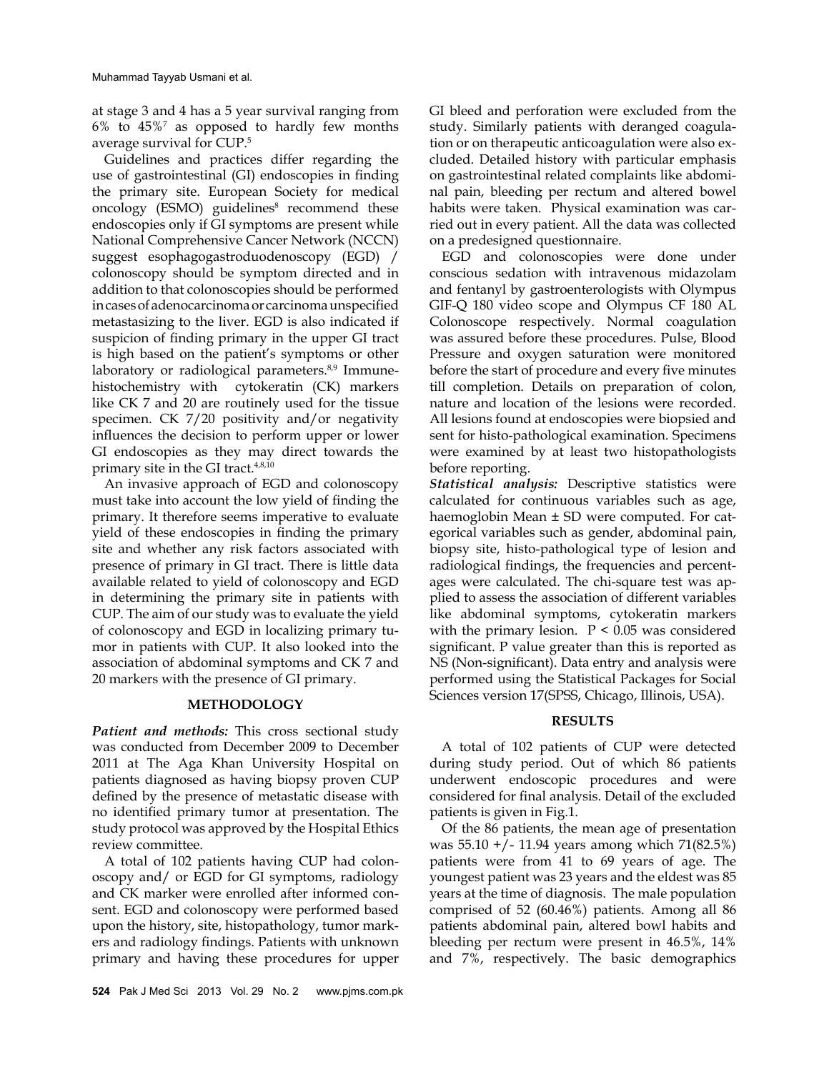at stage 3 and 4 has a 5 year survival ranging from 6% to 45%[7] as opposed to hardly few months average survival for CUP.[5]

Guidelines and practices differ regarding the use of gastrointestinal (GI) endoscopies in finding the primary site. European Society for medical oncology (ESMO) guidelines[8] recommend these endoscopies only if GI symptoms are present while National Comprehensive Cancer Network (NCCN) suggest esophagogastroduodenoscopy (EGD) / colonoscopy should be symptom directed and in addition to that colonoscopies should be performed in cases of adenocarcinoma or carcinoma unspecified metastasizing to the liver. EGD is also indicated if suspicion of finding primary in the upper GI tract is high based on the patient's symptoms or other laboratory or radiological parameters.[8,9] Immune-histochemistry with cytokeratin (CK) markers like CK 7 and 20 are routinely used for the tissue specimen. CK 7/20 positivity and/or negativity influences the decision to perform upper or lower GI endoscopies as they may direct towards the primary site in the GI tract.[4,8,10]

An invasive approach of EGD and colonoscopy must take into account the low yield of finding the primary. It therefore seems imperative to evaluate yield of these endoscopies in finding the primary site and whether any risk factors associated with presence of primary in GI tract. There is little data available related to yield of colonoscopy and EGD in determining the primary site in patients with CUP. The aim of our study was to evaluate the yield of colonoscopy and EGD in localizing primary tumor in patients with CUP. It also looked into the association of abdominal symptoms and CK 7 and 20 markers with the presence of GI primary.

## METHODOLOGY

***Patient and methods:*** This cross sectional study was conducted from December 2009 to December 2011 at The Aga Khan University Hospital on patients diagnosed as having biopsy proven CUP defined by the presence of metastatic disease with no identified primary tumor at presentation. The study protocol was approved by the Hospital Ethics review committee.

A total of 102 patients having CUP had colonoscopy and/ or EGD for GI symptoms, radiology and CK marker were enrolled after informed consent. EGD and colonoscopy were performed based upon the history, site, histopathology, tumor markers and radiology findings. Patients with unknown primary and having these procedures for upper GI bleed and perforation were excluded from the study. Similarly patients with deranged coagulation or on therapeutic anticoagulation were also excluded. Detailed history with particular emphasis on gastrointestinal related complaints like abdominal pain, bleeding per rectum and altered bowel habits were taken. Physical examination was carried out in every patient. All the data was collected on a predesigned questionnaire.

EGD and colonoscopies were done under conscious sedation with intravenous midazolam and fentanyl by gastroenterologists with Olympus GIF-Q 180 video scope and Olympus CF 180 AL Colonoscope respectively. Normal coagulation was assured before these procedures. Pulse, Blood Pressure and oxygen saturation were monitored before the start of procedure and every five minutes till completion. Details on preparation of colon, nature and location of the lesions were recorded. All lesions found at endoscopies were biopsied and sent for histo-pathological examination. Specimens were examined by at least two histopathologists before reporting.

***Statistical analysis:*** Descriptive statistics were calculated for continuous variables such as age, haemoglobin Mean ± SD were computed. For categorical variables such as gender, abdominal pain, biopsy site, histo-pathological type of lesion and radiological findings, the frequencies and percentages were calculated. The chi-square test was applied to assess the association of different variables like abdominal symptoms, cytokeratin markers with the primary lesion. $P < 0.05$ was considered significant. P value greater than this is reported as NS (Non-significant). Data entry and analysis were performed using the Statistical Packages for Social Sciences version 17(SPSS, Chicago, Illinois, USA).

## RESULTS

A total of 102 patients of CUP were detected during study period. Out of which 86 patients underwent endoscopic procedures and were considered for final analysis. Detail of the excluded patients is given in Fig.1.

Of the 86 patients, the mean age of presentation was 55.10 +/- 11.94 years among which 71(82.5%) patients were from 41 to 69 years of age. The youngest patient was 23 years and the eldest was 85 years at the time of diagnosis. The male population comprised of 52 (60.46%) patients. Among all 86 patients abdominal pain, altered bowel habits and bleeding per rectum were present in 46.5%, 14% and 7%, respectively. The basic demographics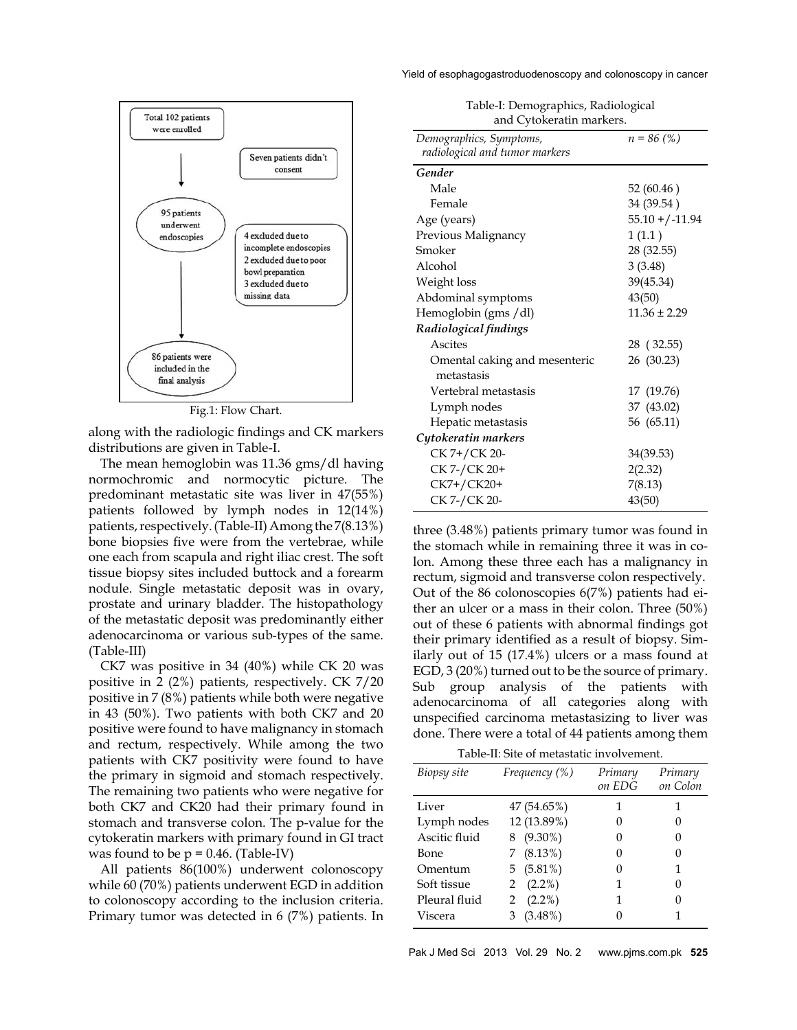Total 102 patients were enrolled → Seven patients didn't consent → 95 patients underwent endoscopies → 4 excluded due to incomplete endoscopies, 2 excluded due to poor bowel preparation, 3 excluded due to missing data → 86 patients were included in the final analysis

Fig.1: Flow Chart.

along with the radiologic findings and CK markers distributions are given in Table-I.

The mean hemoglobin was 11.36 gms/dl having normochromic and normocytic picture. The predominant metastatic site was liver in 47(55%) patients followed by lymph nodes in 12(14%) patients, respectively. (Table-II) Among the 7(8.13%) bone biopsies five were from the vertebrae, while one each from scapula and right iliac crest. The soft tissue biopsy sites included buttock and a forearm nodule. Single metastatic deposit was in ovary, prostate and urinary bladder. The histopathology of the metastatic deposit was predominantly either adenocarcinoma or various sub-types of the same. (Table-III)

CK7 was positive in 34 (40%) while CK 20 was positive in 2 (2%) patients, respectively. CK 7/20 positive in 7 (8%) patients while both were negative in 43 (50%). Two patients with both CK7 and 20 positive were found to have malignancy in stomach and rectum, respectively. While among the two patients with CK7 positivity were found to have the primary in sigmoid and stomach respectively. The remaining two patients who were negative for both CK7 and CK20 had their primary found in stomach and transverse colon. The p-value for the cytokeratin markers with primary found in GI tract was found to be $p = 0.46$. (Table-IV)

All patients 86(100%) underwent colonoscopy while 60 (70%) patients underwent EGD in addition to colonoscopy according to the inclusion criteria. Primary tumor was detected in 6 (7%) patients. In three (3.48%) patients primary tumor was found in the stomach while in remaining three it was in colon. Among these three each has a malignancy in rectum, sigmoid and transverse colon respectively. Out of the 86 colonoscopies 6(7%) patients had either an ulcer or a mass in their colon. Three (50%) out of these 6 patients with abnormal findings got their primary identified as a result of biopsy. Similarly out of 15 (17.4%) ulcers or a mass found at EGD, 3 (20%) turned out to be the source of primary. Sub group analysis of the patients with adenocarcinoma of all categories along with unspecified carcinoma metastasizing to liver was done. There were a total of 44 patients among them

Table-I: Demographics, Radiological and Cytokeratin markers.

| *Demographics, Symptoms, radiological and tumor markers* | *n = 86 (%)* |
|---|---|
| ***Gender*** | |
| Male | 52 (60.46 ) |
| Female | 34 (39.54 ) |
| Age (years) | 55.10 +/-11.94 |
| Previous Malignancy | 1 (1.1 ) |
| Smoker | 28 (32.55) |
| Alcohol | 3 (3.48) |
| Weight loss | 39(45.34) |
| Abdominal symptoms | 43(50) |
| Hemoglobin (gms /dl) | 11.36 ± 2.29 |
| ***Radiological findings*** | |
| Ascites | 28 ( 32.55) |
| Omental caking and mesenteric metastasis | 26 (30.23) |
| Vertebral metastasis | 17 (19.76) |
| Lymph nodes | 37 (43.02) |
| Hepatic metastasis | 56 (65.11) |
| ***Cytokeratin markers*** | |
| CK 7+/CK 20- | 34(39.53) |
| CK 7-/CK 20+ | 2(2.32) |
| CK7+/CK20+ | 7(8.13) |
| CK 7-/CK 20- | 43(50) |

Table-II: Site of metastatic involvement.

| *Biopsy site* | *Frequency (%)* | *Primary on EDG* | *Primary on Colon* |
|---|---|---|---|
| Liver | 47 (54.65%) | 1 | 1 |
| Lymph nodes | 12 (13.89%) | 0 | 0 |
| Ascitic fluid | 8 (9.30%) | 0 | 0 |
| Bone | 7 (8.13%) | 0 | 0 |
| Omentum | 5 (5.81%) | 0 | 1 |
| Soft tissue | 2 (2.2%) | 1 | 0 |
| Pleural fluid | 2 (2.2%) | 1 | 0 |
| Viscera | 3 (3.48%) | 0 | 1 |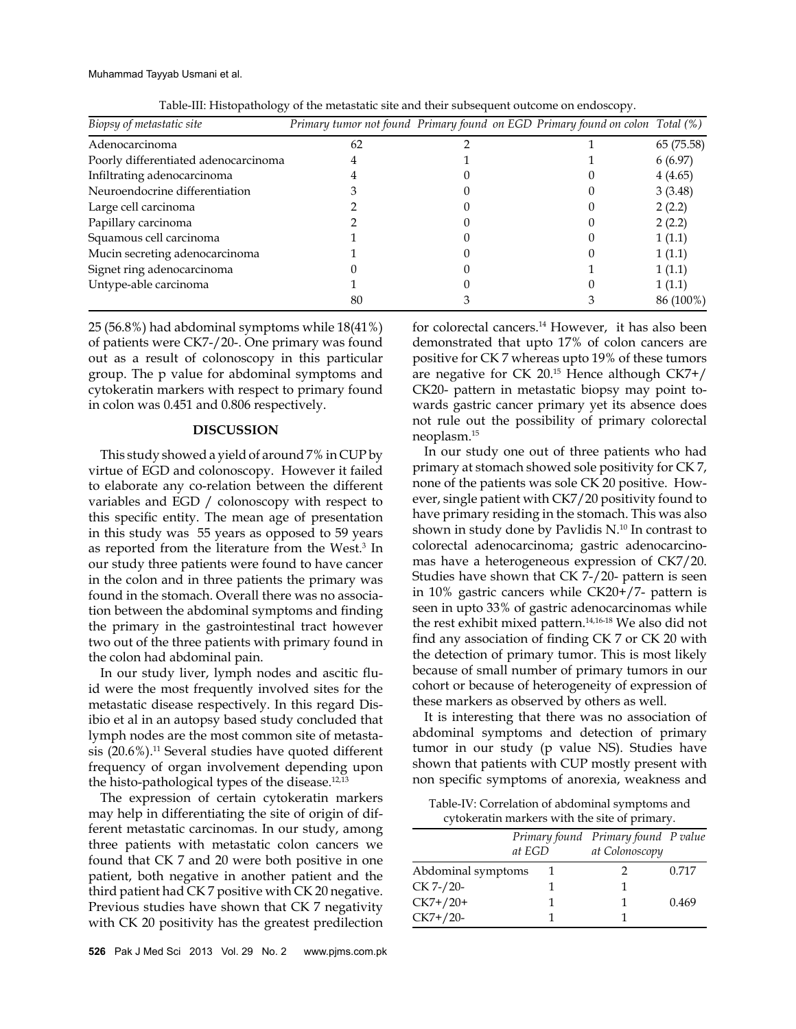Table-III: Histopathology of the metastatic site and their subsequent outcome on endoscopy.

| Biopsy of metastatic site | Primary tumor not found | Primary found on EGD | Primary found on colon | Total (%) |
|---|---|---|---|---|
| Adenocarcinoma | 62 | 2 | 1 | 65 (75.58) |
| Poorly differentiated adenocarcinoma | 4 | 1 | 1 | 6 (6.97) |
| Infiltrating adenocarcinoma | 4 | 0 | 0 | 4 (4.65) |
| Neuroendocrine differentiation | 3 | 0 | 0 | 3 (3.48) |
| Large cell carcinoma | 2 | 0 | 0 | 2 (2.2) |
| Papillary carcinoma | 2 | 0 | 0 | 2 (2.2) |
| Squamous cell carcinoma | 1 | 0 | 0 | 1 (1.1) |
| Mucin secreting adenocarcinoma | 1 | 0 | 0 | 1 (1.1) |
| Signet ring adenocarcinoma | 0 | 0 | 1 | 1 (1.1) |
| Untype-able carcinoma | 1 | 0 | 0 | 1 (1.1) |
| | 80 | 3 | 3 | 86 (100%) |

25 (56.8%) had abdominal symptoms while 18(41%) of patients were CK7-/20-. One primary was found out as a result of colonoscopy in this particular group. The p value for abdominal symptoms and cytokeratin markers with respect to primary found in colon was 0.451 and 0.806 respectively.

## DISCUSSION

This study showed a yield of around 7% in CUP by virtue of EGD and colonoscopy. However it failed to elaborate any co-relation between the different variables and EGD / colonoscopy with respect to this specific entity. The mean age of presentation in this study was 55 years as opposed to 59 years as reported from the literature from the West.[3] In our study three patients were found to have cancer in the colon and in three patients the primary was found in the stomach. Overall there was no association between the abdominal symptoms and finding the primary in the gastrointestinal tract however two out of the three patients with primary found in the colon had abdominal pain.

In our study liver, lymph nodes and ascitic fluid were the most frequently involved sites for the metastatic disease respectively. In this regard Disibio et al in an autopsy based study concluded that lymph nodes are the most common site of metastasis (20.6%).[11] Several studies have quoted different frequency of organ involvement depending upon the histo-pathological types of the disease.[12,13]

The expression of certain cytokeratin markers may help in differentiating the site of origin of different metastatic carcinomas. In our study, among three patients with metastatic colon cancers we found that CK 7 and 20 were both positive in one patient, both negative in another patient and the third patient had CK 7 positive with CK 20 negative. Previous studies have shown that CK 7 negativity with CK 20 positivity has the greatest predilection for colorectal cancers.[14] However, it has also been demonstrated that upto 17% of colon cancers are positive for CK 7 whereas upto 19% of these tumors are negative for CK 20.[15] Hence although CK7+/CK20- pattern in metastatic biopsy may point towards gastric cancer primary yet its absence does not rule out the possibility of primary colorectal neoplasm.[15]

In our study one out of three patients who had primary at stomach showed sole positivity for CK 7, none of the patients was sole CK 20 positive. However, single patient with CK7/20 positivity found to have primary residing in the stomach. This was also shown in study done by Pavlidis N.[10] In contrast to colorectal adenocarcinoma; gastric adenocarcinomas have a heterogeneous expression of CK7/20. Studies have shown that CK 7-/20- pattern is seen in 10% gastric cancers while CK20+/7- pattern is seen in upto 33% of gastric adenocarcinomas while the rest exhibit mixed pattern.[14,16-18] We also did not find any association of finding CK 7 or CK 20 with the detection of primary tumor. This is most likely because of small number of primary tumors in our cohort or because of heterogeneity of expression of these markers as observed by others as well.

It is interesting that there was no association of abdominal symptoms and detection of primary tumor in our study (p value NS). Studies have shown that patients with CUP mostly present with non specific symptoms of anorexia, weakness and

Table-IV: Correlation of abdominal symptoms and cytokeratin markers with the site of primary.

| | Primary found at EGD | Primary found at Colonoscopy | P value |
|---|---|---|---|
| Abdominal symptoms | 1 | 2 | 0.717 |
| CK 7-/20- | 1 | 1 | |
| CK7+/20+ | 1 | 1 | 0.469 |
| CK7+/20- | 1 | 1 | |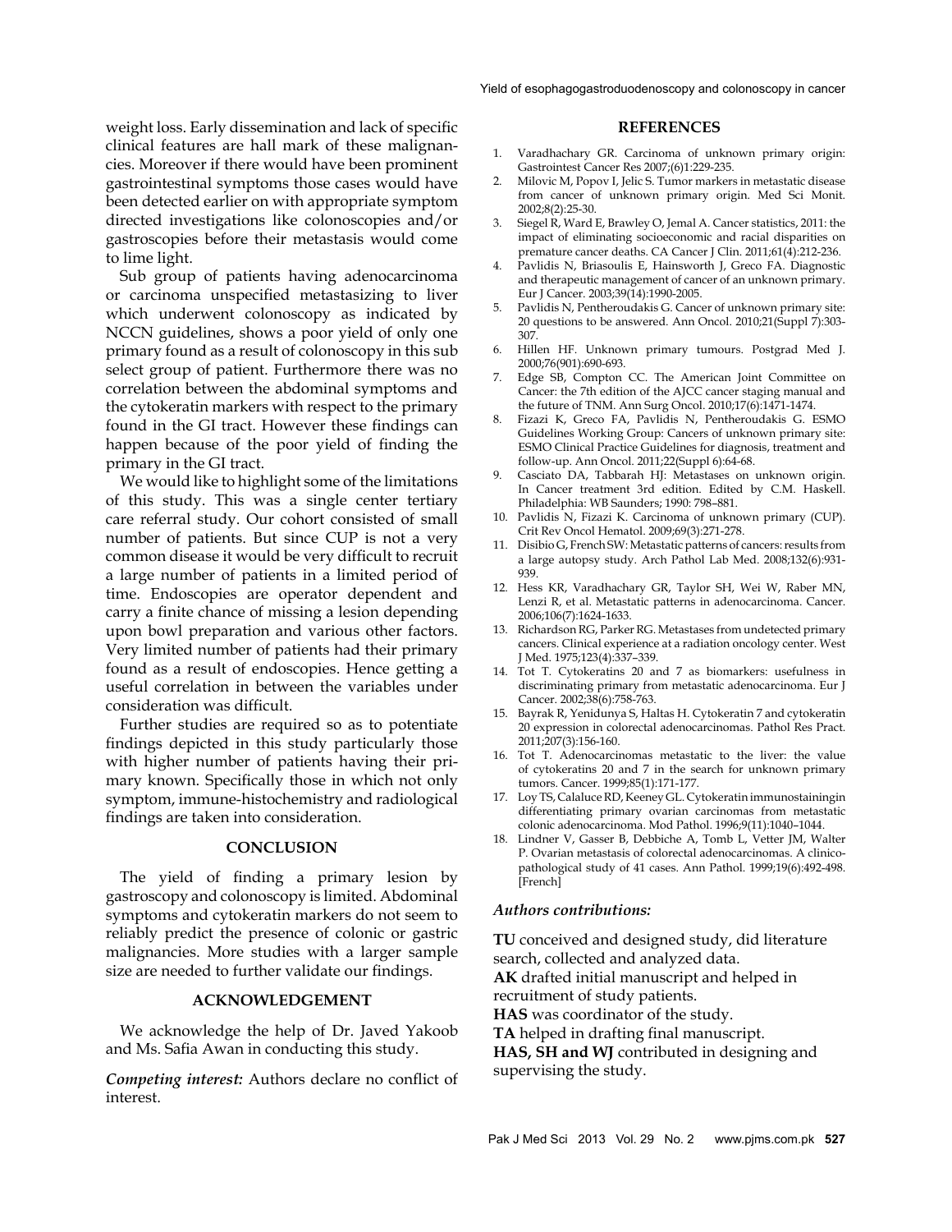weight loss. Early dissemination and lack of specific clinical features are hall mark of these malignancies. Moreover if there would have been prominent gastrointestinal symptoms those cases would have been detected earlier on with appropriate symptom directed investigations like colonoscopies and/or gastroscopies before their metastasis would come to lime light.

Sub group of patients having adenocarcinoma or carcinoma unspecified metastasizing to liver which underwent colonoscopy as indicated by NCCN guidelines, shows a poor yield of only one primary found as a result of colonoscopy in this sub select group of patient. Furthermore there was no correlation between the abdominal symptoms and the cytokeratin markers with respect to the primary found in the GI tract. However these findings can happen because of the poor yield of finding the primary in the GI tract.

We would like to highlight some of the limitations of this study. This was a single center tertiary care referral study. Our cohort consisted of small number of patients. But since CUP is not a very common disease it would be very difficult to recruit a large number of patients in a limited period of time. Endoscopies are operator dependent and carry a finite chance of missing a lesion depending upon bowel preparation and various other factors. Very limited number of patients had their primary found as a result of endoscopies. Hence getting a useful correlation in between the variables under consideration was difficult.

Further studies are required so as to potentiate findings depicted in this study particularly those with higher number of patients having their primary known. Specifically those in which not only symptom, immune-histochemistry and radiological findings are taken into consideration.

## CONCLUSION

The yield of finding a primary lesion by gastroscopy and colonoscopy is limited. Abdominal symptoms and cytokeratin markers do not seem to reliably predict the presence of colonic or gastric malignancies. More studies with a larger sample size are needed to further validate our findings.

## ACKNOWLEDGEMENT

We acknowledge the help of Dr. Javed Yakoob and Ms. Safia Awan in conducting this study.

***Competing interest:*** Authors declare no conflict of interest.

## REFERENCES

1. Varadhachary GR. Carcinoma of unknown primary origin: Gastrointest Cancer Res 2007;(6)1:229-235.
2. Milovic M, Popov I, Jelic S. Tumor markers in metastatic disease from cancer of unknown primary origin. Med Sci Monit. 2002;8(2):25-30.
3. Siegel R, Ward E, Brawley O, Jemal A. Cancer statistics, 2011: the impact of eliminating socioeconomic and racial disparities on premature cancer deaths. CA Cancer J Clin. 2011;61(4):212-236.
4. Pavlidis N, Briasoulis E, Hainsworth J, Greco FA. Diagnostic and therapeutic management of cancer of an unknown primary. Eur J Cancer. 2003;39(14):1990-2005.
5. Pavlidis N, Pentheroudakis G. Cancer of unknown primary site: 20 questions to be answered. Ann Oncol. 2010;21(Suppl 7):303-307.
6. Hillen HF. Unknown primary tumours. Postgrad Med J. 2000;76(901):690-693.
7. Edge SB, Compton CC. The American Joint Committee on Cancer: the 7th edition of the AJCC cancer staging manual and the future of TNM. Ann Surg Oncol. 2010;17(6):1471-1474.
8. Fizazi K, Greco FA, Pavlidis N, Pentheroudakis G. ESMO Guidelines Working Group: Cancers of unknown primary site: ESMO Clinical Practice Guidelines for diagnosis, treatment and follow-up. Ann Oncol. 2011;22(Suppl 6):64-68.
9. Casciato DA, Tabbarah HJ: Metastases on unknown origin. In Cancer treatment 3rd edition. Edited by C.M. Haskell. Philadelphia: WB Saunders; 1990: 798–881.
10. Pavlidis N, Fizazi K. Carcinoma of unknown primary (CUP). Crit Rev Oncol Hematol. 2009;69(3):271-278.
11. Disibio G, French SW: Metastatic patterns of cancers: results from a large autopsy study. Arch Pathol Lab Med. 2008;132(6):931-939.
12. Hess KR, Varadhachary GR, Taylor SH, Wei W, Raber MN, Lenzi R, et al. Metastatic patterns in adenocarcinoma. Cancer. 2006;106(7):1624-1633.
13. Richardson RG, Parker RG. Metastases from undetected primary cancers. Clinical experience at a radiation oncology center. West J Med. 1975;123(4):337–339.
14. Tot T. Cytokeratins 20 and 7 as biomarkers: usefulness in discriminating primary from metastatic adenocarcinoma. Eur J Cancer. 2002;38(6):758-763.
15. Bayrak R, Yenidunya S, Haltas H. Cytokeratin 7 and cytokeratin 20 expression in colorectal adenocarcinomas. Pathol Res Pract. 2011;207(3):156-160.
16. Tot T. Adenocarcinomas metastatic to the liver: the value of cytokeratins 20 and 7 in the search for unknown primary tumors. Cancer. 1999;85(1):171-177.
17. Loy TS, Calaluce RD, Keeney GL. Cytokeratin immunostainingin differentiating primary ovarian carcinomas from metastatic colonic adenocarcinoma. Mod Pathol. 1996;9(11):1040–1044.
18. Lindner V, Gasser B, Debbiche A, Tomb L, Vetter JM, Walter P. Ovarian metastasis of colorectal adenocarcinomas. A clinico-pathological study of 41 cases. Ann Pathol. 1999;19(6):492-498. [French]

### *Authors contributions:*

**TU** conceived and designed study, did literature search, collected and analyzed data.

**AK** drafted initial manuscript and helped in recruitment of study patients.

**HAS** was coordinator of the study.

**TA** helped in drafting final manuscript.

**HAS, SH and WJ** contributed in designing and supervising the study.